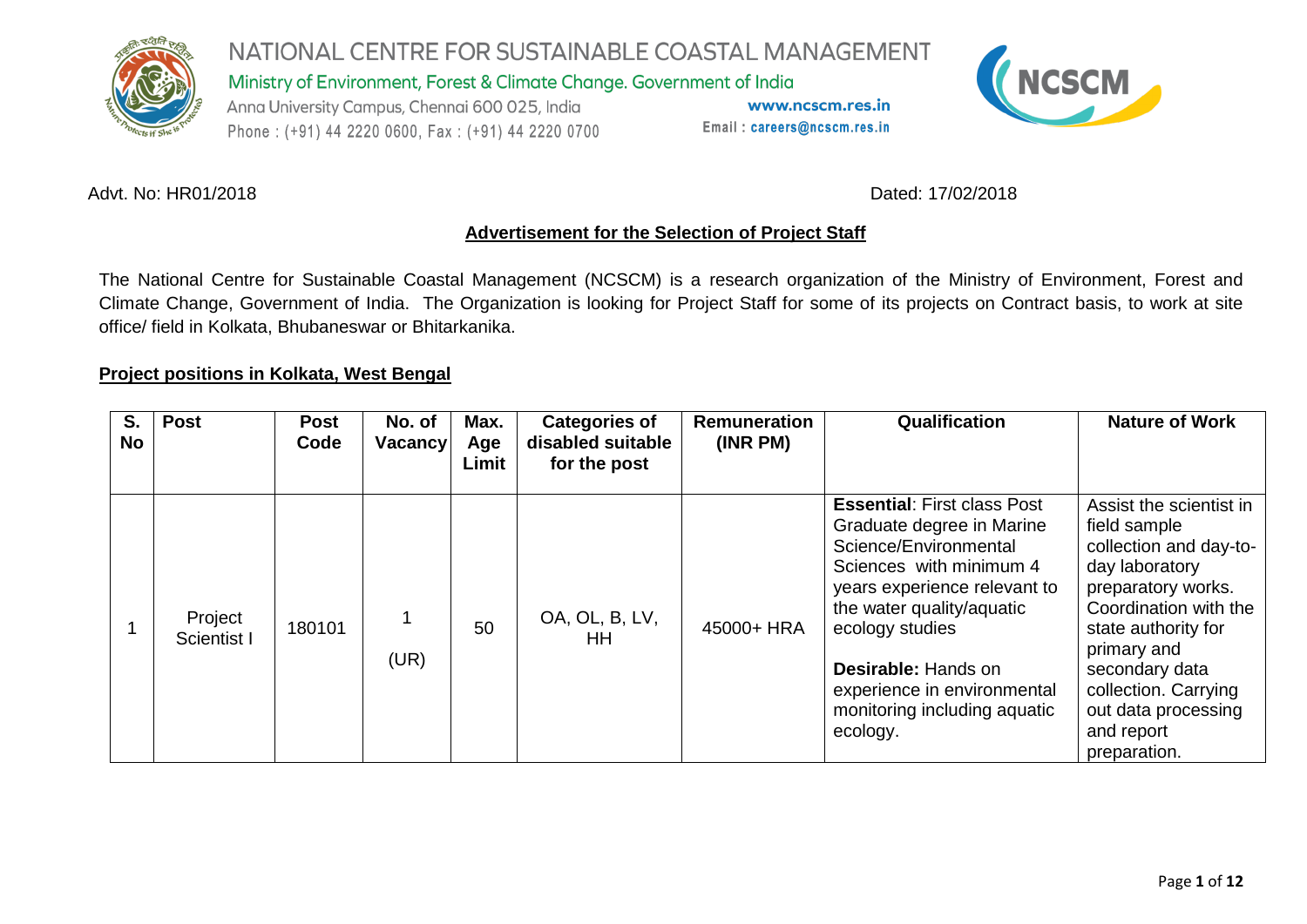# NATIONAL CENTRE FOR SUSTAINABLE COASTAL MANAGEMENT

Ministry of Environment, Forest & Climate Change. Government of India

Anna University Campus, Chennai 600 025, India

Phone : (+91) 44 2220 0600, Fax : (+91) 44 2220 0700

www.ncscm.res.in

Email : careers@ncscm.res.in

Advt. No: HR01/2018

Dated: 17/02/2018

## Advertisement for the Selection of Project Staff

The National Centre for Sustainable Coastal Management (NCSCM) is a research organization of the Ministry of Environment, Forest and Climate Change, Government of India. The Organization is looking for Project Staff for some of its projects on Contract basis, to work at site office/ field in Kolkata, Bhubaneswar or Bhitarkanika.

### Project positions in Kolkata, West Bengal

| S. No | Post | Post Code | No. of Vacancy | Max. Age Limit | Categories of disabled suitable for the post | Remuneration (INR PM) | Qualification | Nature of Work |
|---|---|---|---|---|---|---|---|---|
| 1 | Project Scientist I | 180101 | 1 (UR) | 50 | OA, OL, B, LV, HH | 45000+ HRA | **Essential**: First class Post Graduate degree in Marine Science/Environmental Sciences with minimum 4 years experience relevant to the water quality/aquatic ecology studies<br><br>**Desirable:** Hands on experience in environmental monitoring including aquatic ecology. | Assist the scientist in field sample collection and day-to-day laboratory preparatory works. Coordination with the state authority for primary and secondary data collection. Carrying out data processing and report preparation. |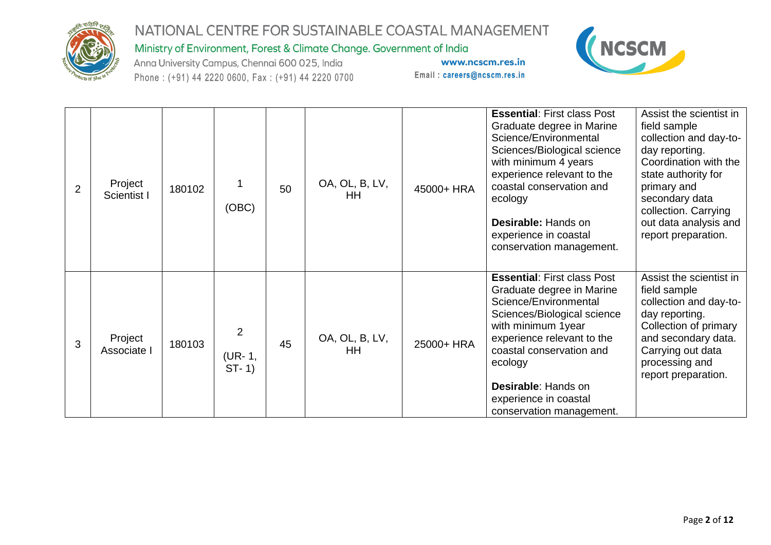| 2 | Project Scientist I | 180102 | 1 (OBC) | 50 | OA, OL, B, LV, HH | 45000+ HRA | **Essential**: First class Post Graduate degree in Marine Science/Environmental Sciences/Biological science with minimum 4 years experience relevant to the coastal conservation and ecology<br><br>**Desirable:** Hands on experience in coastal conservation management. | Assist the scientist in field sample collection and day-to-day reporting. Coordination with the state authority for primary and secondary data collection. Carrying out data analysis and report preparation. |
|---|---|---|---|---|---|---|---|---|
| 3 | Project Associate I | 180103 | 2 (UR- 1, ST- 1) | 45 | OA, OL, B, LV, HH | 25000+ HRA | **Essential**: First class Post Graduate degree in Marine Science/Environmental Sciences/Biological science with minimum 1year experience relevant to the coastal conservation and ecology<br><br>**Desirable**: Hands on experience in coastal conservation management. | Assist the scientist in field sample collection and day-to-day reporting. Collection of primary and secondary data. Carrying out data processing and report preparation. |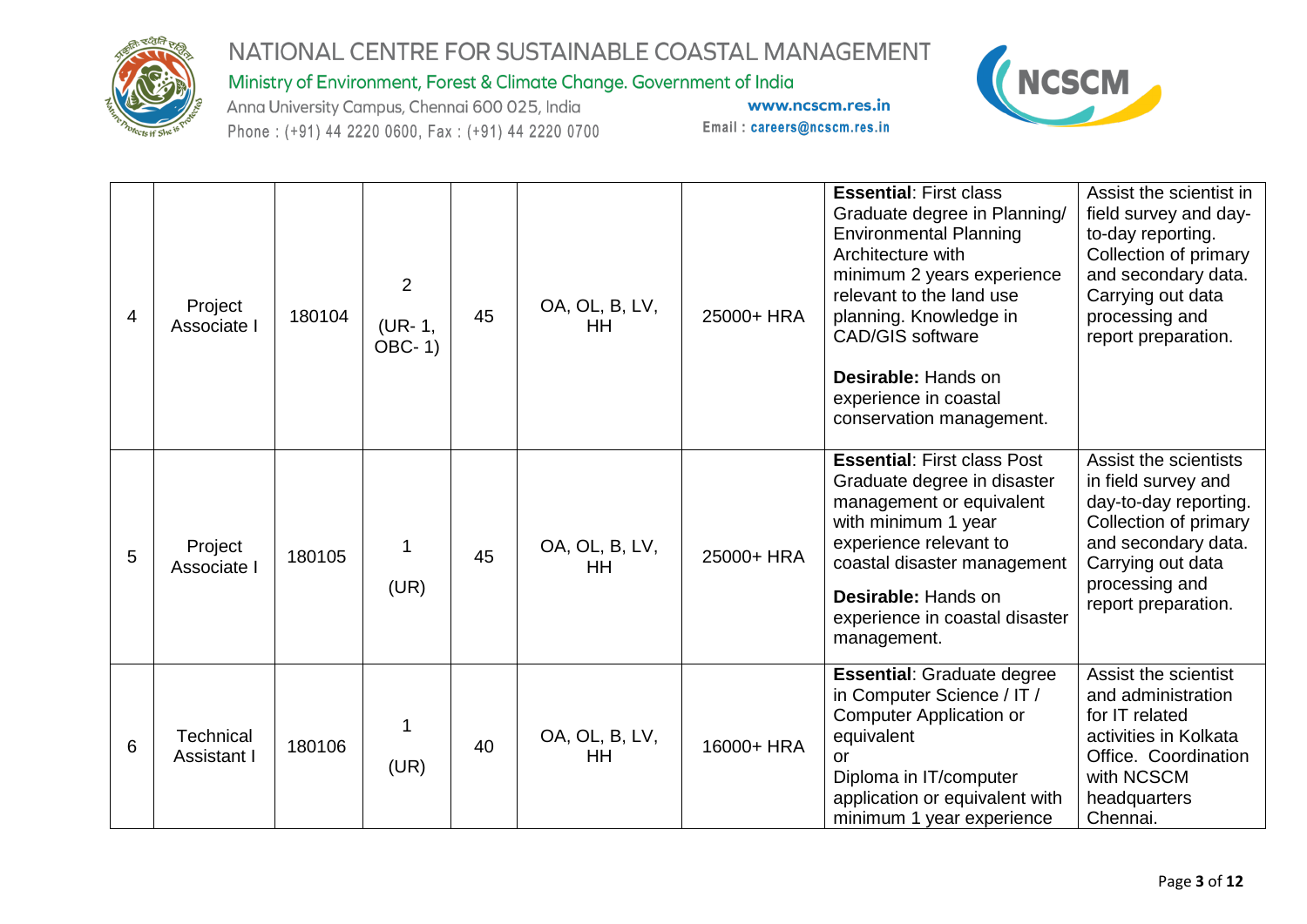| | | | | | | | | |
|---|---|---|---|---|---|---|---|---|
| 4 | Project Associate I | 180104 | 2 (UR- 1, OBC- 1) | 45 | OA, OL, B, LV, HH | 25000+ HRA | **Essential**: First class Graduate degree in Planning/ Environmental Planning Architecture with minimum 2 years experience relevant to the land use planning. Knowledge in CAD/GIS software<br><br>**Desirable:** Hands on experience in coastal conservation management. | Assist the scientist in field survey and day-to-day reporting. Collection of primary and secondary data. Carrying out data processing and report preparation. |
| 5 | Project Associate I | 180105 | 1 (UR) | 45 | OA, OL, B, LV, HH | 25000+ HRA | **Essential**: First class Post Graduate degree in disaster management or equivalent with minimum 1 year experience relevant to coastal disaster management<br><br>**Desirable:** Hands on experience in coastal disaster management. | Assist the scientists in field survey and day-to-day reporting. Collection of primary and secondary data. Carrying out data processing and report preparation. |
| 6 | Technical Assistant I | 180106 | 1 (UR) | 40 | OA, OL, B, LV, HH | 16000+ HRA | **Essential**: Graduate degree in Computer Science / IT / Computer Application or equivalent<br>or<br>Diploma in IT/computer application or equivalent with minimum 1 year experience | Assist the scientist and administration for IT related activities in Kolkata Office. Coordination with NCSCM headquarters Chennai. |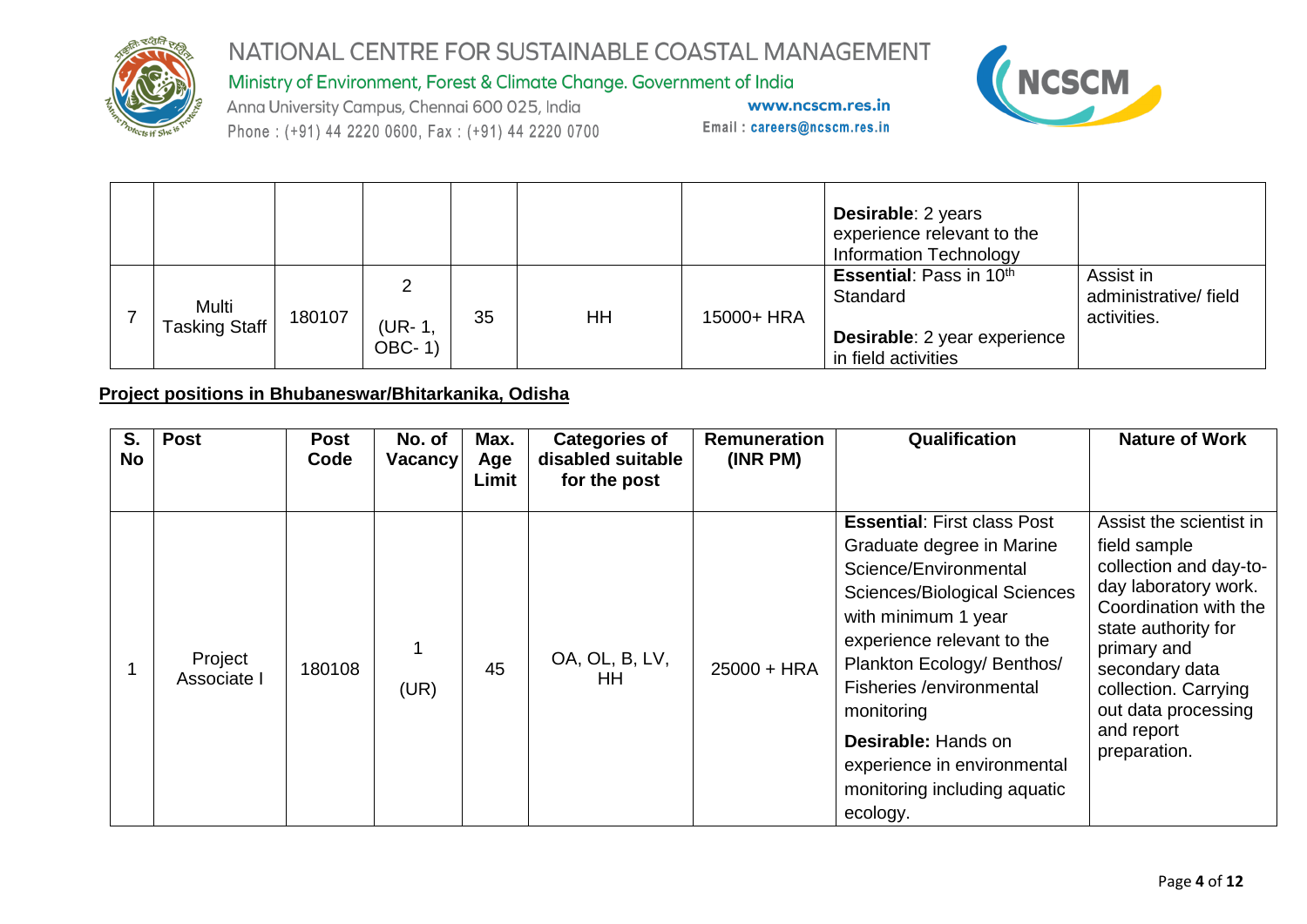| | | | | | | | | |
|---|---|---|---|---|---|---|---|---|
| | | | | | | | **Desirable**: 2 years experience relevant to the Information Technology | |
| 7 | Multi Tasking Staff | 180107 | 2 (UR- 1, OBC- 1) | 35 | HH | 15000+ HRA | **Essential**: Pass in 10th Standard<br><br>**Desirable**: 2 year experience in field activities | Assist in administrative/ field activities. |

**Project positions in Bhubaneswar/Bhitarkanika, Odisha**

| S. No | Post | Post Code | No. of Vacancy | Max. Age Limit | Categories of disabled suitable for the post | Remuneration (INR PM) | Qualification | Nature of Work |
|---|---|---|---|---|---|---|---|---|
| 1 | Project Associate I | 180108 | 1 (UR) | 45 | OA, OL, B, LV, HH | 25000 + HRA | **Essential**: First class Post Graduate degree in Marine Science/Environmental Sciences/Biological Sciences with minimum 1 year experience relevant to the Plankton Ecology/ Benthos/ Fisheries /environmental monitoring<br><br>**Desirable:** Hands on experience in environmental monitoring including aquatic ecology. | Assist the scientist in field sample collection and day-to-day laboratory work. Coordination with the state authority for primary and secondary data collection. Carrying out data processing and report preparation. |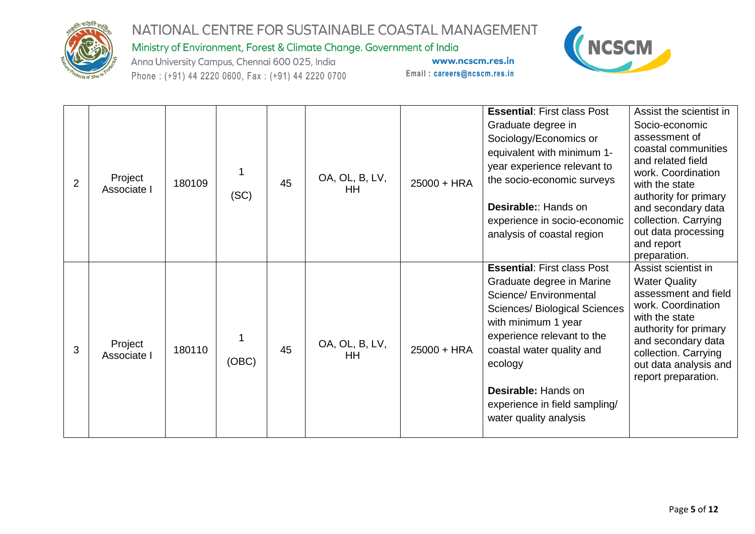| 2 | Project Associate I | 180109 | 1 (SC) | 45 | OA, OL, B, LV, HH | 25000 + HRA | **Essential**: First class Post Graduate degree in Sociology/Economics or equivalent with minimum 1-year experience relevant to the socio-economic surveys<br><br>**Desirable:**: Hands on experience in socio-economic analysis of coastal region | Assist the scientist in Socio-economic assessment of coastal communities and related field work. Coordination with the state authority for primary and secondary data collection. Carrying out data processing and report preparation. |
|---|---|---|---|---|---|---|---|---|
| 3 | Project Associate I | 180110 | 1 (OBC) | 45 | OA, OL, B, LV, HH | 25000 + HRA | **Essential**: First class Post Graduate degree in Marine Science/ Environmental Sciences/ Biological Sciences with minimum 1 year experience relevant to the coastal water quality and ecology<br><br>**Desirable:** Hands on experience in field sampling/ water quality analysis | Assist scientist in Water Quality assessment and field work. Coordination with the state authority for primary and secondary data collection. Carrying out data analysis and report preparation. |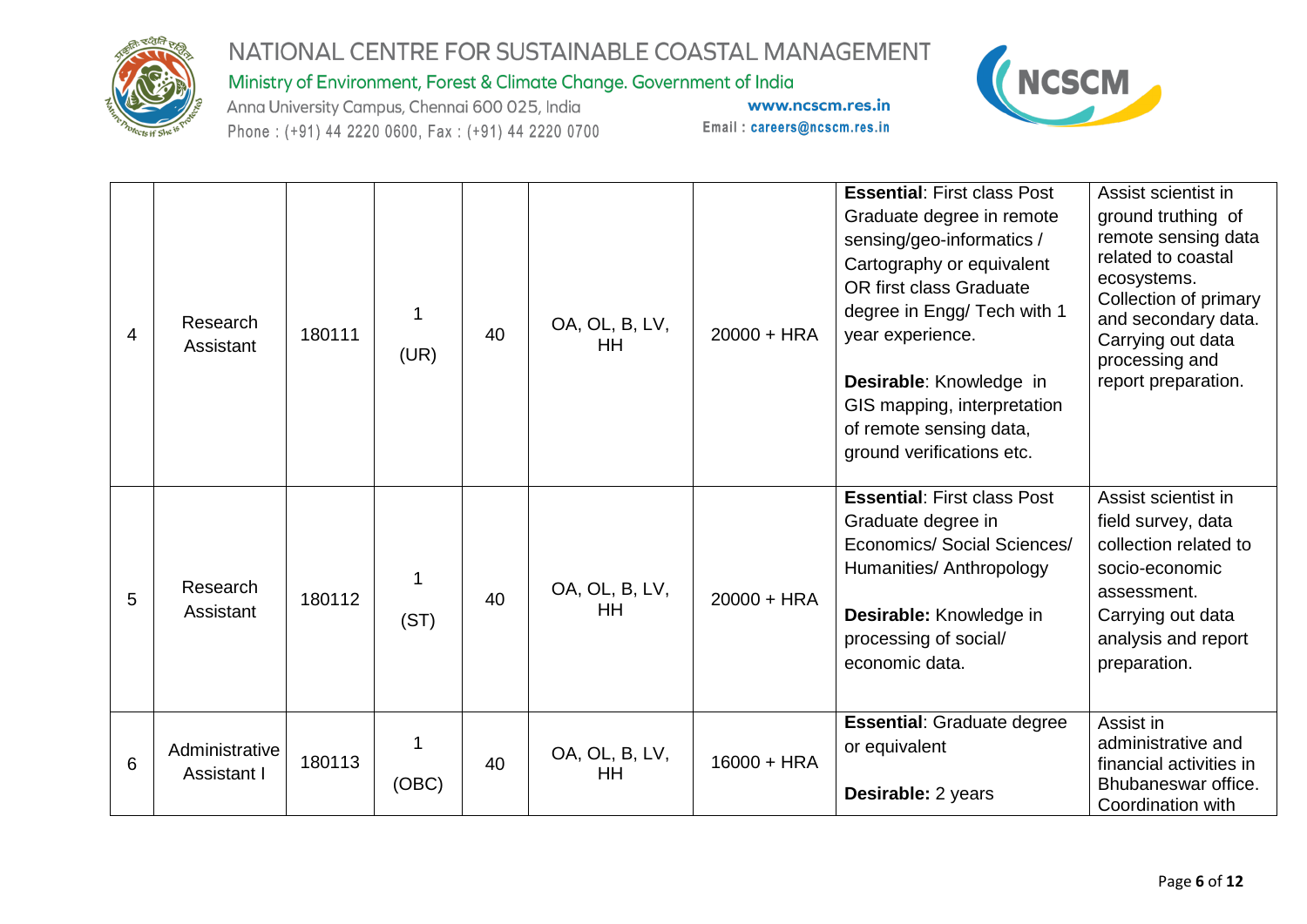| | | | | | | | | |
|---|---|---|---|---|---|---|---|---|
| 4 | Research Assistant | 180111 | 1 (UR) | 40 | OA, OL, B, LV, HH | 20000 + HRA | **Essential**: First class Post Graduate degree in remote sensing/geo-informatics / Cartography or equivalent OR first class Graduate degree in Engg/ Tech with 1 year experience.<br><br>**Desirable**: Knowledge in GIS mapping, interpretation of remote sensing data, ground verifications etc. | Assist scientist in ground truthing of remote sensing data related to coastal ecosystems. Collection of primary and secondary data. Carrying out data processing and report preparation. |
| 5 | Research Assistant | 180112 | 1 (ST) | 40 | OA, OL, B, LV, HH | 20000 + HRA | **Essential**: First class Post Graduate degree in Economics/ Social Sciences/ Humanities/ Anthropology<br><br>**Desirable:** Knowledge in processing of social/ economic data. | Assist scientist in field survey, data collection related to socio-economic assessment. Carrying out data analysis and report preparation. |
| 6 | Administrative Assistant I | 180113 | 1 (OBC) | 40 | OA, OL, B, LV, HH | 16000 + HRA | **Essential**: Graduate degree or equivalent<br><br>**Desirable:** 2 years | Assist in administrative and financial activities in Bhubaneswar office. Coordination with |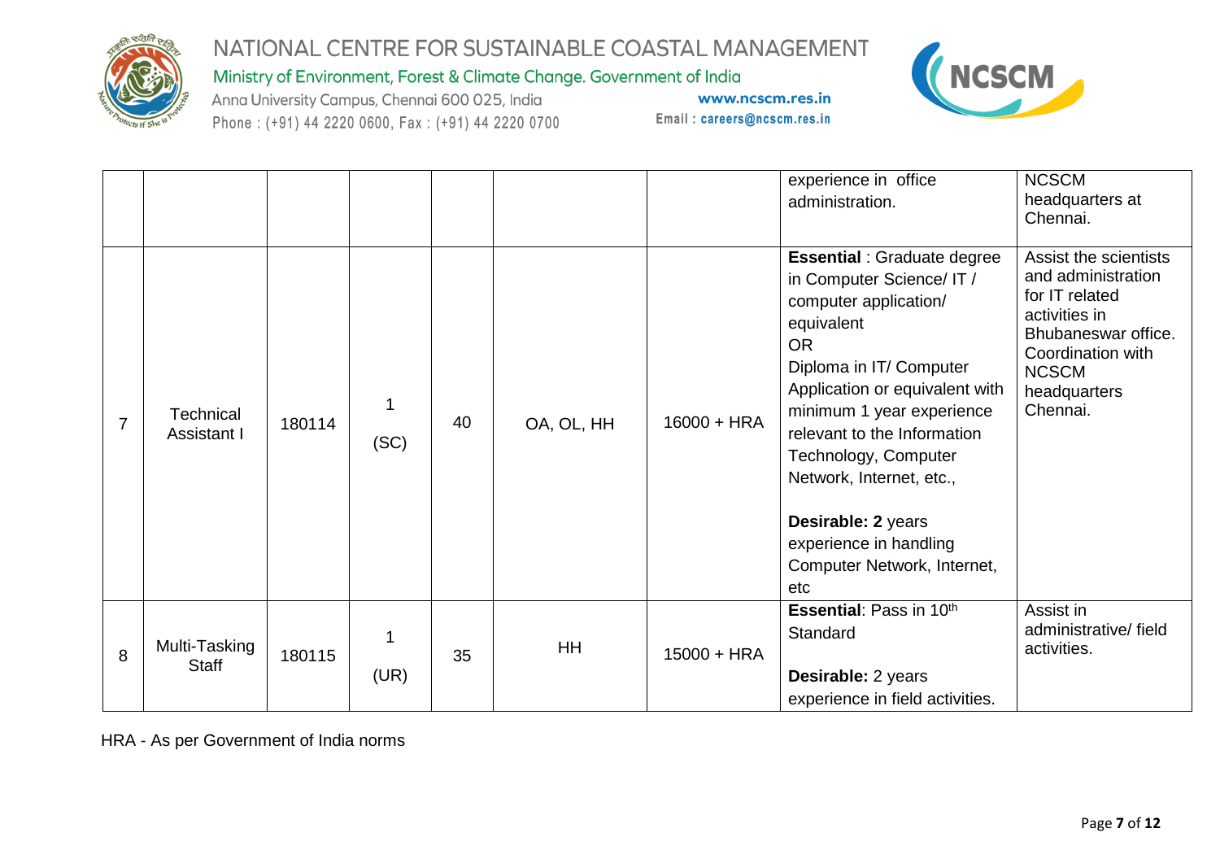| | | | | | | | | |
|---|---|---|---|---|---|---|---|---|
| | | | | | | | experience in office administration. | NCSCM headquarters at Chennai. |
| 7 | Technical Assistant I | 180114 | 1 (SC) | 40 | OA, OL, HH | 16000 + HRA | **Essential** : Graduate degree in Computer Science/ IT / computer application/ equivalent OR Diploma in IT/ Computer Application or equivalent with minimum 1 year experience relevant to the Information Technology, Computer Network, Internet, etc., **Desirable: 2** years experience in handling Computer Network, Internet, etc | Assist the scientists and administration for IT related activities in Bhubaneswar office. Coordination with NCSCM headquarters Chennai. |
| 8 | Multi-Tasking Staff | 180115 | 1 (UR) | 35 | HH | 15000 + HRA | **Essential**: Pass in $10^{th}$ Standard **Desirable:** 2 years experience in field activities. | Assist in administrative/ field activities. |

HRA - As per Government of India norms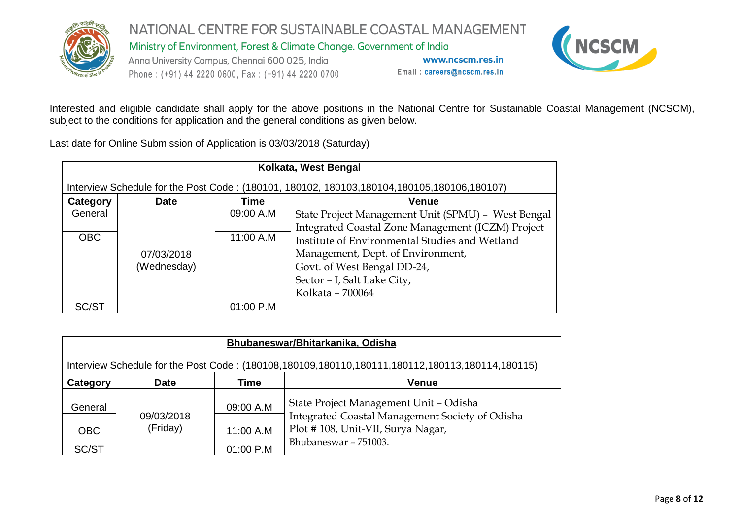Interested and eligible candidate shall apply for the above positions in the National Centre for Sustainable Coastal Management (NCSCM), subject to the conditions for application and the general conditions as given below.

Last date for Online Submission of Application is 03/03/2018 (Saturday)

| **Kolkata, West Bengal** | | | |
|---|---|---|---|
| Interview Schedule for the Post Code : (180101, 180102, 180103,180104,180105,180106,180107) | | | |
| **Category** | **Date** | **Time** | **Venue** |
| General | 07/03/2018 (Wednesday) | 09:00 A.M | State Project Management Unit (SPMU) – West Bengal Integrated Coastal Zone Management (ICZM) Project Institute of Environmental Studies and Wetland Management, Dept. of Environment, Govt. of West Bengal DD-24, Sector – I, Salt Lake City, Kolkata – 700064 |
| OBC | | 11:00 A.M | |
| SC/ST | | 01:00 P.M | |

| **Bhubaneswar/Bhitarkanika, Odisha** | | | |
|---|---|---|---|
| Interview Schedule for the Post Code : (180108,180109,180110,180111,180112,180113,180114,180115) | | | |
| **Category** | **Date** | **Time** | **Venue** |
| General | 09/03/2018 (Friday) | 09:00 A.M | State Project Management Unit – Odisha Integrated Coastal Management Society of Odisha Plot # 108, Unit-VII, Surya Nagar, Bhubaneswar – 751003. |
| OBC | | 11:00 A.M | |
| SC/ST | | 01:00 P.M | |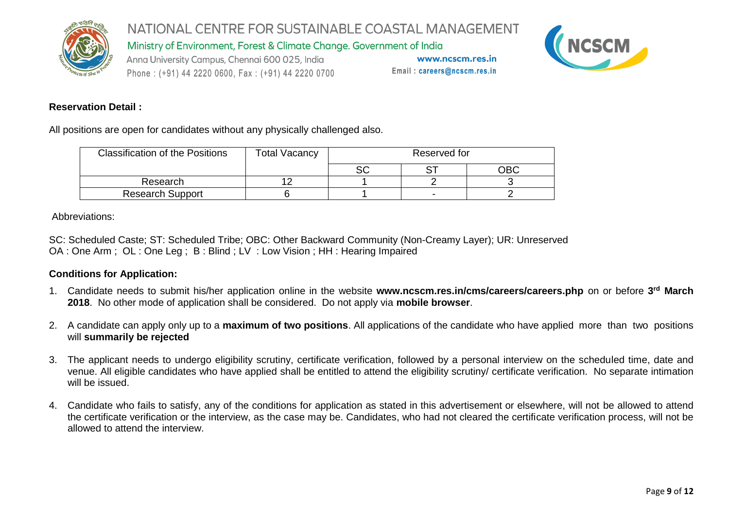**Reservation Detail :**

All positions are open for candidates without any physically challenged also.

| Classification of the Positions | Total Vacancy | Reserved for | | |
|---|---|---|---|---|
| | | SC | ST | OBC |
| Research | 12 | 1 | 2 | 3 |
| Research Support | 6 | 1 | - | 2 |

Abbreviations:

SC: Scheduled Caste; ST: Scheduled Tribe; OBC: Other Backward Community (Non-Creamy Layer); UR: Unreserved
OA : One Arm ; OL : One Leg ; B : Blind ; LV : Low Vision ; HH : Hearing Impaired

**Conditions for Application:**

1. Candidate needs to submit his/her application online in the website **www.ncscm.res.in/cms/careers/careers.php** on or before **3rd March 2018**. No other mode of application shall be considered. Do not apply via **mobile browser**.

2. A candidate can apply only up to a **maximum of two positions**. All applications of the candidate who have applied more than two positions will **summarily be rejected**

3. The applicant needs to undergo eligibility scrutiny, certificate verification, followed by a personal interview on the scheduled time, date and venue. All eligible candidates who have applied shall be entitled to attend the eligibility scrutiny/ certificate verification. No separate intimation will be issued.

4. Candidate who fails to satisfy, any of the conditions for application as stated in this advertisement or elsewhere, will not be allowed to attend the certificate verification or the interview, as the case may be. Candidates, who had not cleared the certificate verification process, will not be allowed to attend the interview.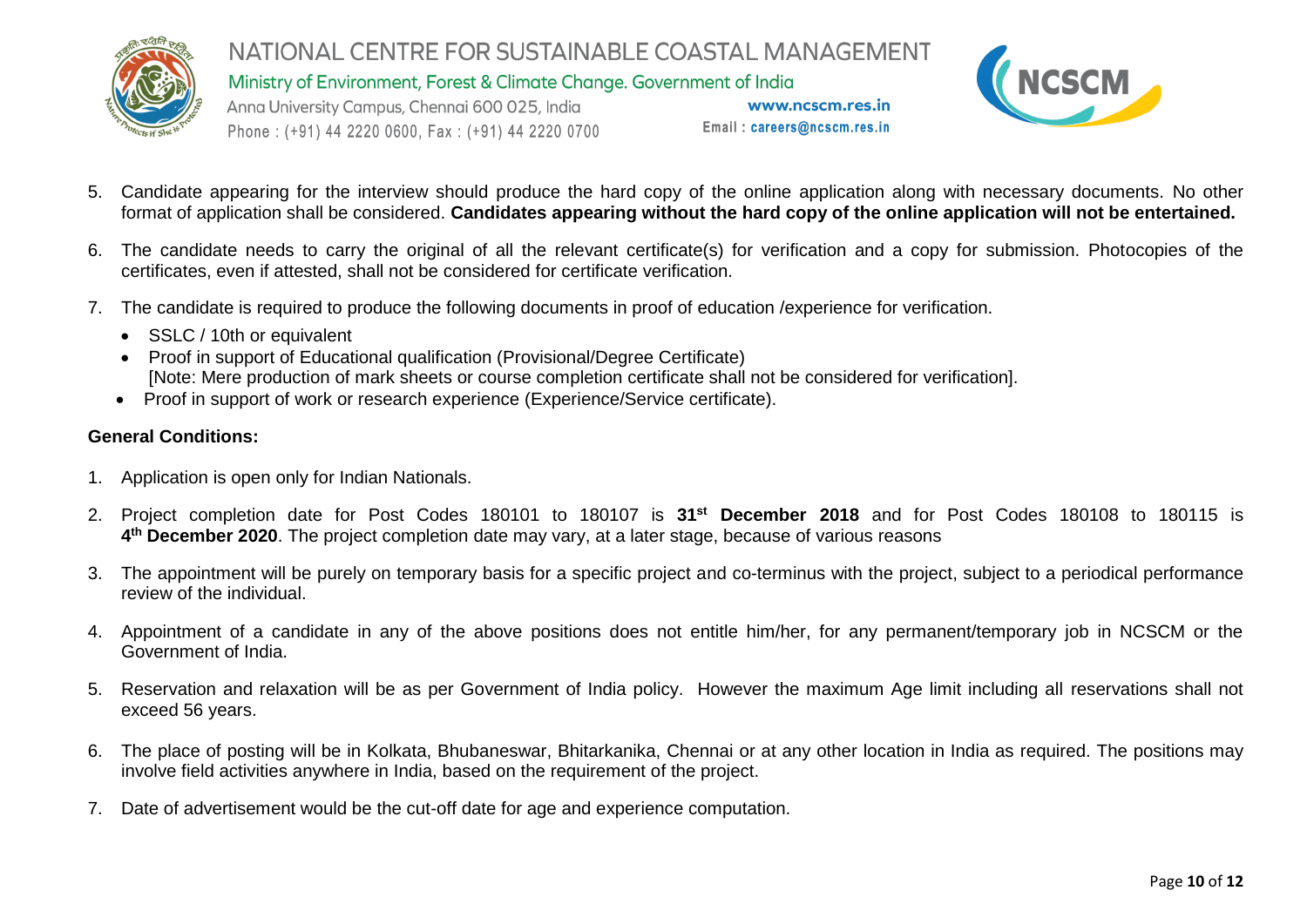5. Candidate appearing for the interview should produce the hard copy of the online application along with necessary documents. No other format of application shall be considered. **Candidates appearing without the hard copy of the online application will not be entertained.**

6. The candidate needs to carry the original of all the relevant certificate(s) for verification and a copy for submission. Photocopies of the certificates, even if attested, shall not be considered for certificate verification.

7. The candidate is required to produce the following documents in proof of education /experience for verification.
   - SSLC / 10th or equivalent
   - Proof in support of Educational qualification (Provisional/Degree Certificate)
     [Note: Mere production of mark sheets or course completion certificate shall not be considered for verification].
   - Proof in support of work or research experience (Experience/Service certificate).

**General Conditions:**

1. Application is open only for Indian Nationals.

2. Project completion date for Post Codes 180101 to 180107 is **31st December 2018** and for Post Codes 180108 to 180115 is **4th December 2020**. The project completion date may vary, at a later stage, because of various reasons

3. The appointment will be purely on temporary basis for a specific project and co-terminus with the project, subject to a periodical performance review of the individual.

4. Appointment of a candidate in any of the above positions does not entitle him/her, for any permanent/temporary job in NCSCM or the Government of India.

5. Reservation and relaxation will be as per Government of India policy. However the maximum Age limit including all reservations shall not exceed 56 years.

6. The place of posting will be in Kolkata, Bhubaneswar, Bhitarkanika, Chennai or at any other location in India as required. The positions may involve field activities anywhere in India, based on the requirement of the project.

7. Date of advertisement would be the cut-off date for age and experience computation.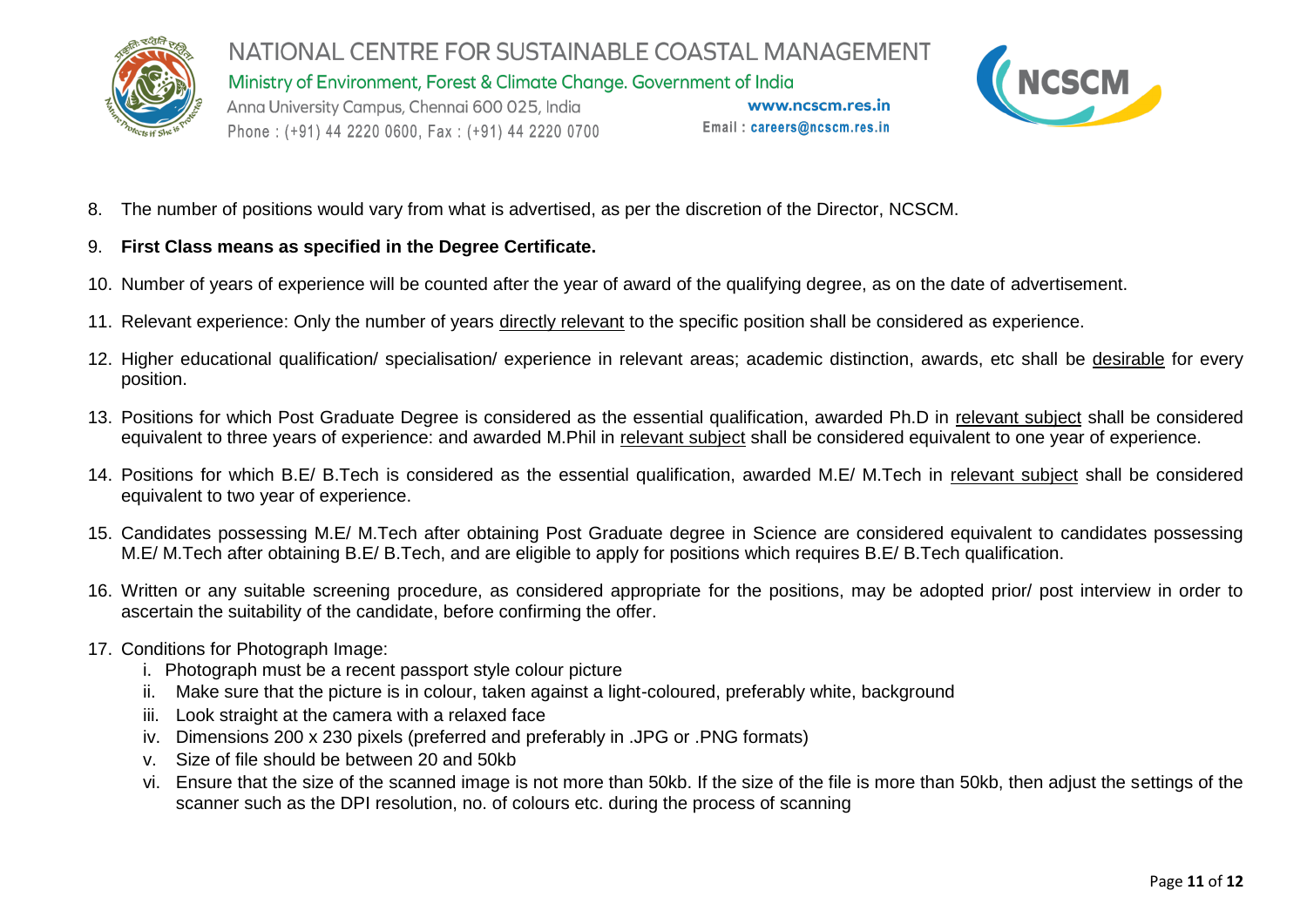8. The number of positions would vary from what is advertised, as per the discretion of the Director, NCSCM.

9. **First Class means as specified in the Degree Certificate.**

10. Number of years of experience will be counted after the year of award of the qualifying degree, as on the date of advertisement.

11. Relevant experience: Only the number of years directly relevant to the specific position shall be considered as experience.

12. Higher educational qualification/ specialisation/ experience in relevant areas; academic distinction, awards, etc shall be desirable for every position.

13. Positions for which Post Graduate Degree is considered as the essential qualification, awarded Ph.D in relevant subject shall be considered equivalent to three years of experience: and awarded M.Phil in relevant subject shall be considered equivalent to one year of experience.

14. Positions for which B.E/ B.Tech is considered as the essential qualification, awarded M.E/ M.Tech in relevant subject shall be considered equivalent to two year of experience.

15. Candidates possessing M.E/ M.Tech after obtaining Post Graduate degree in Science are considered equivalent to candidates possessing M.E/ M.Tech after obtaining B.E/ B.Tech, and are eligible to apply for positions which requires B.E/ B.Tech qualification.

16. Written or any suitable screening procedure, as considered appropriate for the positions, may be adopted prior/ post interview in order to ascertain the suitability of the candidate, before confirming the offer.

17. Conditions for Photograph Image:
    1. Photograph must be a recent passport style colour picture
    2. Make sure that the picture is in colour, taken against a light-coloured, preferably white, background
    3. Look straight at the camera with a relaxed face
    4. Dimensions 200 x 230 pixels (preferred and preferably in .JPG or .PNG formats)
    5. Size of file should be between 20 and 50kb
    6. Ensure that the size of the scanned image is not more than 50kb. If the size of the file is more than 50kb, then adjust the settings of the scanner such as the DPI resolution, no. of colours etc. during the process of scanning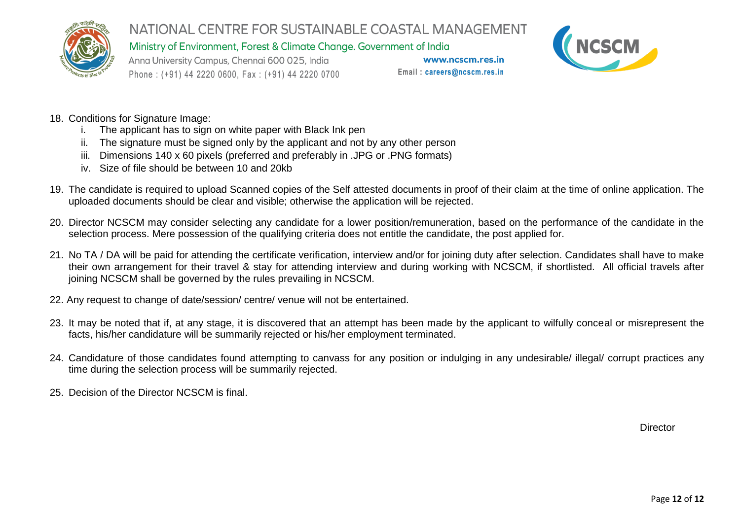18. Conditions for Signature Image:
    i. The applicant has to sign on white paper with Black Ink pen
    ii. The signature must be signed only by the applicant and not by any other person
    iii. Dimensions 140 x 60 pixels (preferred and preferably in .JPG or .PNG formats)
    iv. Size of file should be between 10 and 20kb

19. The candidate is required to upload Scanned copies of the Self attested documents in proof of their claim at the time of online application. The uploaded documents should be clear and visible; otherwise the application will be rejected.

20. Director NCSCM may consider selecting any candidate for a lower position/remuneration, based on the performance of the candidate in the selection process. Mere possession of the qualifying criteria does not entitle the candidate, the post applied for.

21. No TA / DA will be paid for attending the certificate verification, interview and/or for joining duty after selection. Candidates shall have to make their own arrangement for their travel & stay for attending interview and during working with NCSCM, if shortlisted. All official travels after joining NCSCM shall be governed by the rules prevailing in NCSCM.

22. Any request to change of date/session/ centre/ venue will not be entertained.

23. It may be noted that if, at any stage, it is discovered that an attempt has been made by the applicant to wilfully conceal or misrepresent the facts, his/her candidature will be summarily rejected or his/her employment terminated.

24. Candidature of those candidates found attempting to canvass for any position or indulging in any undesirable/ illegal/ corrupt practices any time during the selection process will be summarily rejected.

25. Decision of the Director NCSCM is final.

Director